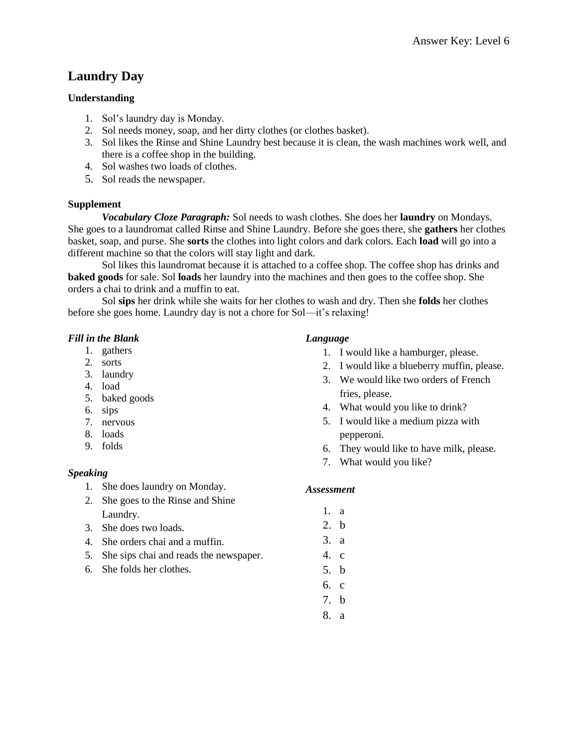# Laundry Day

### Understanding

1. Sol's laundry day is Monday.
2. Sol needs money, soap, and her dirty clothes (or clothes basket).
3. Sol likes the Rinse and Shine Laundry best because it is clean, the wash machines work well, and there is a coffee shop in the building.
4. Sol washes two loads of clothes.
5. Sol reads the newspaper.

### Supplement

***Vocabulary Cloze Paragraph:*** Sol needs to wash clothes. She does her **laundry** on Mondays. She goes to a laundromat called Rinse and Shine Laundry. Before she goes there, she **gathers** her clothes basket, soap, and purse. She **sorts** the clothes into light colors and dark colors. Each **load** will go into a different machine so that the colors will stay light and dark.

Sol likes this laundromat because it is attached to a coffee shop. The coffee shop has drinks and **baked goods** for sale. Sol **loads** her laundry into the machines and then goes to the coffee shop. She orders a chai to drink and a muffin to eat.

Sol **sips** her drink while she waits for her clothes to wash and dry. Then she **folds** her clothes before she goes home. Laundry day is not a chore for Sol—it's relaxing!

#### *Fill in the Blank*

1. gathers
2. sorts
3. laundry
4. load
5. baked goods
6. sips
7. nervous
8. loads
9. folds

#### *Speaking*

1. She does laundry on Monday.
2. She goes to the Rinse and Shine Laundry.
3. She does two loads.
4. She orders chai and a muffin.
5. She sips chai and reads the newspaper.
6. She folds her clothes.

#### *Language*

1. I would like a hamburger, please.
2. I would like a blueberry muffin, please.
3. We would like two orders of French fries, please.
4. What would you like to drink?
5. I would like a medium pizza with pepperoni.
6. They would like to have milk, please.
7. What would you like?

#### *Assessment*

1. a
2. b
3. a
4. c
5. b
6. c
7. b
8. a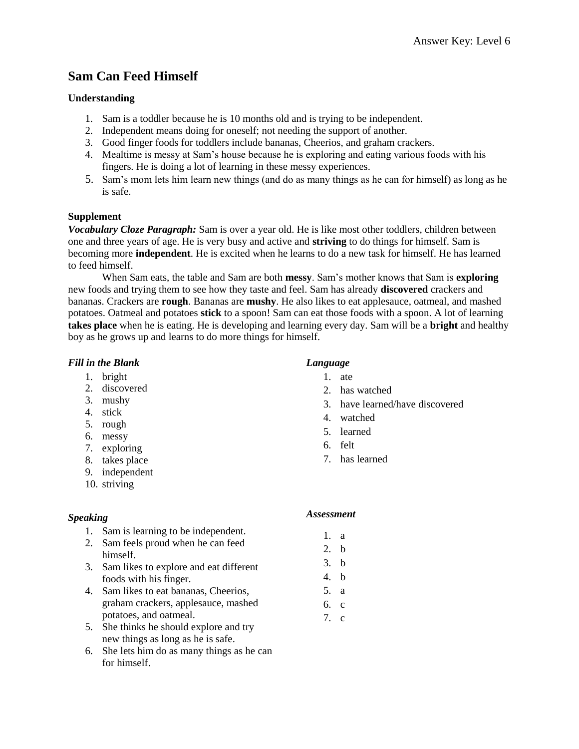Answer Key: Level 6

# Sam Can Feed Himself

**Understanding**

1. Sam is a toddler because he is 10 months old and is trying to be independent.
2. Independent means doing for oneself; not needing the support of another.
3. Good finger foods for toddlers include bananas, Cheerios, and graham crackers.
4. Mealtime is messy at Sam's house because he is exploring and eating various foods with his fingers. He is doing a lot of learning in these messy experiences.
5. Sam's mom lets him learn new things (and do as many things as he can for himself) as long as he is safe.

**Supplement**

***Vocabulary Cloze Paragraph:*** Sam is over a year old. He is like most other toddlers, children between one and three years of age. He is very busy and active and **striving** to do things for himself. Sam is becoming more **independent**. He is excited when he learns to do a new task for himself. He has learned to feed himself.

When Sam eats, the table and Sam are both **messy**. Sam's mother knows that Sam is **exploring** new foods and trying them to see how they taste and feel. Sam has already **discovered** crackers and bananas. Crackers are **rough**. Bananas are **mushy**. He also likes to eat applesauce, oatmeal, and mashed potatoes. Oatmeal and potatoes **stick** to a spoon! Sam can eat those foods with a spoon. A lot of learning **takes place** when he is eating. He is developing and learning every day. Sam will be a **bright** and healthy boy as he grows up and learns to do more things for himself.

***Fill in the Blank***

1. bright
2. discovered
3. mushy
4. stick
5. rough
6. messy
7. exploring
8. takes place
9. independent
10. striving

***Language***

1. ate
2. has watched
3. have learned/have discovered
4. watched
5. learned
6. felt
7. has learned

***Speaking***

1. Sam is learning to be independent.
2. Sam feels proud when he can feed himself.
3. Sam likes to explore and eat different foods with his finger.
4. Sam likes to eat bananas, Cheerios, graham crackers, applesauce, mashed potatoes, and oatmeal.
5. She thinks he should explore and try new things as long as he is safe.
6. She lets him do as many things as he can for himself.

***Assessment***

1. a
2. b
3. b
4. b
5. a
6. c
7. c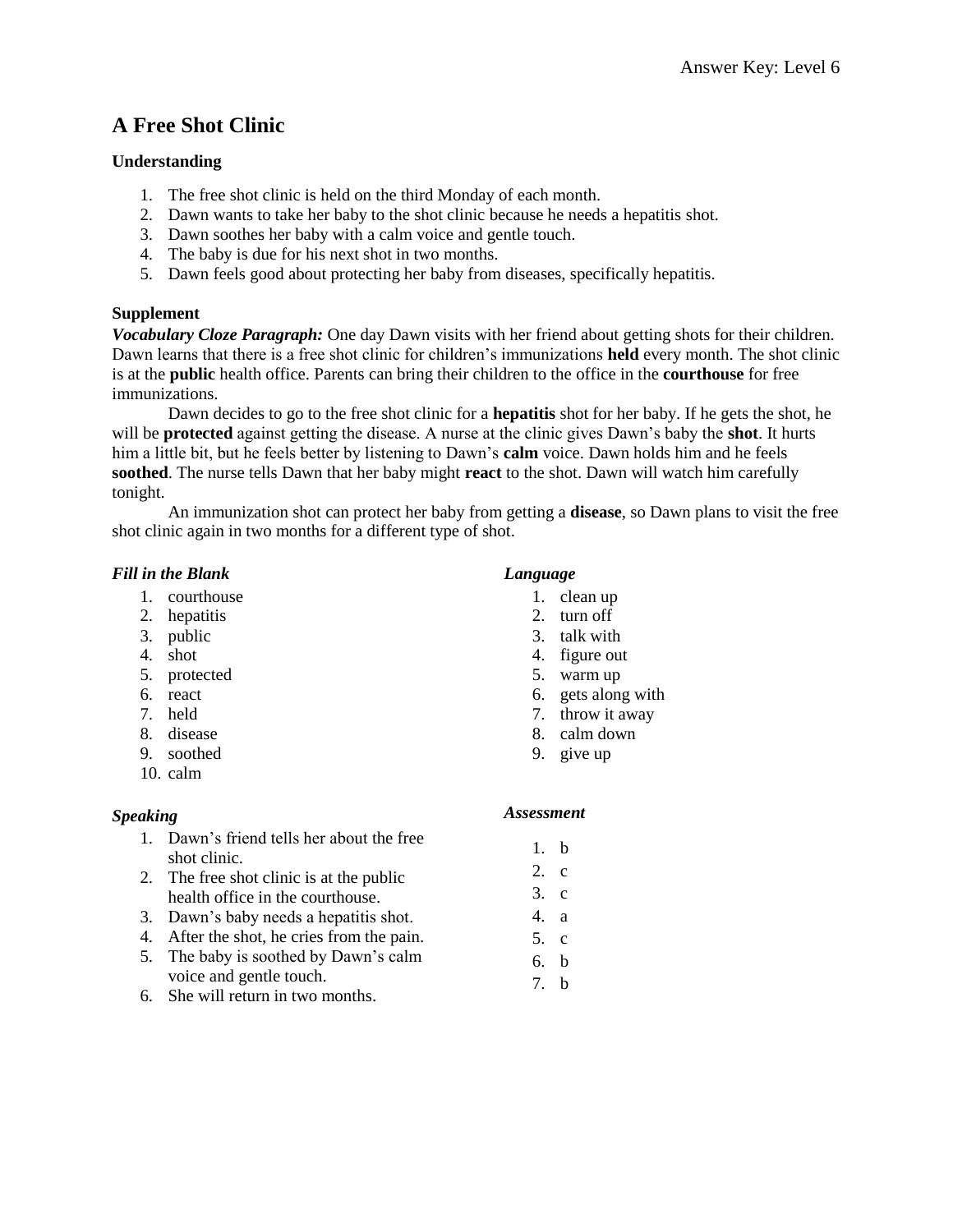# A Free Shot Clinic

### Understanding

1. The free shot clinic is held on the third Monday of each month.
2. Dawn wants to take her baby to the shot clinic because he needs a hepatitis shot.
3. Dawn soothes her baby with a calm voice and gentle touch.
4. The baby is due for his next shot in two months.
5. Dawn feels good about protecting her baby from diseases, specifically hepatitis.

### Supplement

***Vocabulary Cloze Paragraph:*** One day Dawn visits with her friend about getting shots for their children. Dawn learns that there is a free shot clinic for children's immunizations **held** every month. The shot clinic is at the **public** health office. Parents can bring their children to the office in the **courthouse** for free immunizations.

Dawn decides to go to the free shot clinic for a **hepatitis** shot for her baby. If he gets the shot, he will be **protected** against getting the disease. A nurse at the clinic gives Dawn's baby the **shot**. It hurts him a little bit, but he feels better by listening to Dawn's **calm** voice. Dawn holds him and he feels **soothed**. The nurse tells Dawn that her baby might **react** to the shot. Dawn will watch him carefully tonight.

An immunization shot can protect her baby from getting a **disease**, so Dawn plans to visit the free shot clinic again in two months for a different type of shot.

***Fill in the Blank***

1. courthouse
2. hepatitis
3. public
4. shot
5. protected
6. react
7. held
8. disease
9. soothed
10. calm

***Speaking***

1. Dawn's friend tells her about the free shot clinic.
2. The free shot clinic is at the public health office in the courthouse.
3. Dawn's baby needs a hepatitis shot.
4. After the shot, he cries from the pain.
5. The baby is soothed by Dawn's calm voice and gentle touch.
6. She will return in two months.

***Language***

1. clean up
2. turn off
3. talk with
4. figure out
5. warm up
6. gets along with
7. throw it away
8. calm down
9. give up

***Assessment***

1. b
2. c
3. c
4. a
5. c
6. b
7. b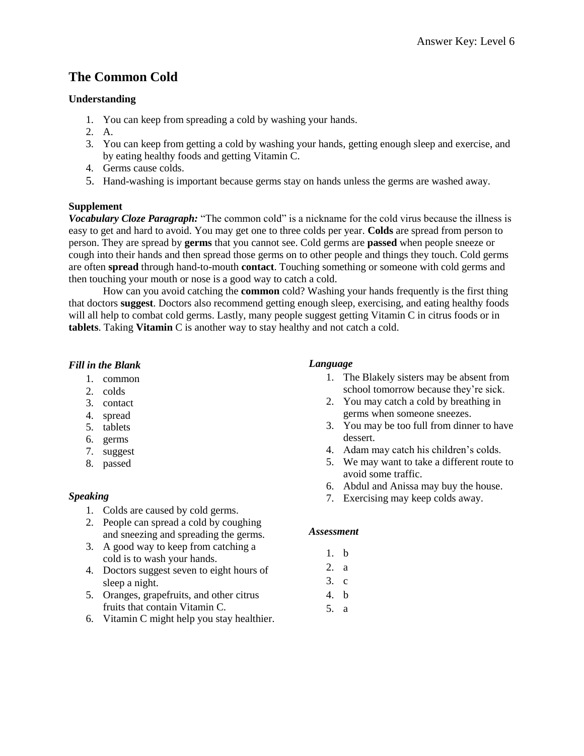# The Common Cold

**Understanding**

1. You can keep from spreading a cold by washing your hands.
2. A.
3. You can keep from getting a cold by washing your hands, getting enough sleep and exercise, and by eating healthy foods and getting Vitamin C.
4. Germs cause colds.
5. Hand-washing is important because germs stay on hands unless the germs are washed away.

**Supplement**

***Vocabulary Cloze Paragraph:*** "The common cold" is a nickname for the cold virus because the illness is easy to get and hard to avoid. You may get one to three colds per year. **Colds** are spread from person to person. They are spread by **germs** that you cannot see. Cold germs are **passed** when people sneeze or cough into their hands and then spread those germs on to other people and things they touch. Cold germs are often **spread** through hand-to-mouth **contact**. Touching something or someone with cold germs and then touching your mouth or nose is a good way to catch a cold.

How can you avoid catching the **common** cold? Washing your hands frequently is the first thing that doctors **suggest**. Doctors also recommend getting enough sleep, exercising, and eating healthy foods will all help to combat cold germs. Lastly, many people suggest getting Vitamin C in citrus foods or in **tablets**. Taking **Vitamin** C is another way to stay healthy and not catch a cold.

***Fill in the Blank***

1. common
2. colds
3. contact
4. spread
5. tablets
6. germs
7. suggest
8. passed

***Speaking***

1. Colds are caused by cold germs.
2. People can spread a cold by coughing and sneezing and spreading the germs.
3. A good way to keep from catching a cold is to wash your hands.
4. Doctors suggest seven to eight hours of sleep a night.
5. Oranges, grapefruits, and other citrus fruits that contain Vitamin C.
6. Vitamin C might help you stay healthier.

***Language***

1. The Blakely sisters may be absent from school tomorrow because they're sick.
2. You may catch a cold by breathing in germs when someone sneezes.
3. You may be too full from dinner to have dessert.
4. Adam may catch his children's colds.
5. We may want to take a different route to avoid some traffic.
6. Abdul and Anissa may buy the house.
7. Exercising may keep colds away.

***Assessment***

1. b
2. a
3. c
4. b
5. a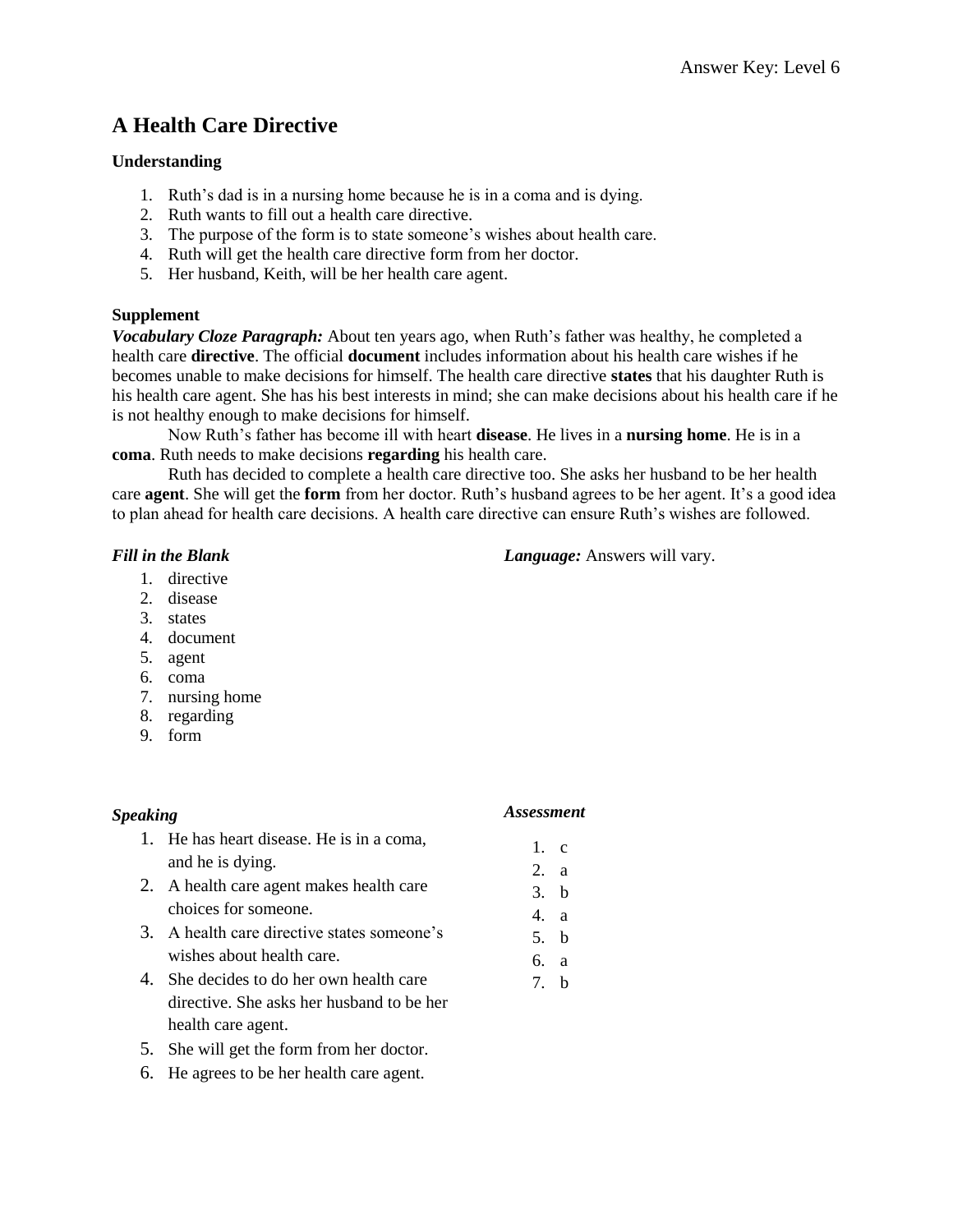# A Health Care Directive

### Understanding

1. Ruth's dad is in a nursing home because he is in a coma and is dying.
2. Ruth wants to fill out a health care directive.
3. The purpose of the form is to state someone's wishes about health care.
4. Ruth will get the health care directive form from her doctor.
5. Her husband, Keith, will be her health care agent.

### Supplement

***Vocabulary Cloze Paragraph:*** About ten years ago, when Ruth's father was healthy, he completed a health care **directive**. The official **document** includes information about his health care wishes if he becomes unable to make decisions for himself. The health care directive **states** that his daughter Ruth is his health care agent. She has his best interests in mind; she can make decisions about his health care if he is not healthy enough to make decisions for himself.

Now Ruth's father has become ill with heart **disease**. He lives in a **nursing home**. He is in a **coma**. Ruth needs to make decisions **regarding** his health care.

Ruth has decided to complete a health care directive too. She asks her husband to be her health care **agent**. She will get the **form** from her doctor. Ruth's husband agrees to be her agent. It's a good idea to plan ahead for health care decisions. A health care directive can ensure Ruth's wishes are followed.

***Fill in the Blank***

1. directive
2. disease
3. states
4. document
5. agent
6. coma
7. nursing home
8. regarding
9. form

***Language:*** Answers will vary.

***Speaking***

1. He has heart disease. He is in a coma, and he is dying.
2. A health care agent makes health care choices for someone.
3. A health care directive states someone's wishes about health care.
4. She decides to do her own health care directive. She asks her husband to be her health care agent.
5. She will get the form from her doctor.
6. He agrees to be her health care agent.

***Assessment***

1. c
2. a
3. b
4. a
5. b
6. a
7. b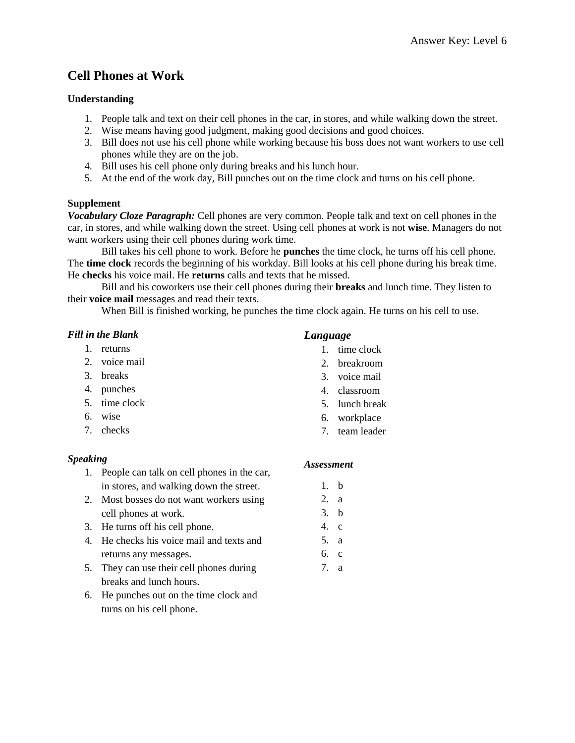# Cell Phones at Work

### Understanding

1. People talk and text on their cell phones in the car, in stores, and while walking down the street.
2. Wise means having good judgment, making good decisions and good choices.
3. Bill does not use his cell phone while working because his boss does not want workers to use cell phones while they are on the job.
4. Bill uses his cell phone only during breaks and his lunch hour.
5. At the end of the work day, Bill punches out on the time clock and turns on his cell phone.

### Supplement

***Vocabulary Cloze Paragraph:*** Cell phones are very common. People talk and text on cell phones in the car, in stores, and while walking down the street. Using cell phones at work is not **wise**. Managers do not want workers using their cell phones during work time.

Bill takes his cell phone to work. Before he **punches** the time clock, he turns off his cell phone. The **time clock** records the beginning of his workday. Bill looks at his cell phone during his break time. He **checks** his voice mail. He **returns** calls and texts that he missed.

Bill and his coworkers use their cell phones during their **breaks** and lunch time. They listen to their **voice mail** messages and read their texts.

When Bill is finished working, he punches the time clock again. He turns on his cell to use.

### *Fill in the Blank*

1. returns
2. voice mail
3. breaks
4. punches
5. time clock
6. wise
7. checks

### *Speaking*

1. People can talk on cell phones in the car, in stores, and walking down the street.
2. Most bosses do not want workers using cell phones at work.
3. He turns off his cell phone.
4. He checks his voice mail and texts and returns any messages.
5. They can use their cell phones during breaks and lunch hours.
6. He punches out on the time clock and turns on his cell phone.

### *Language*

1. time clock
2. breakroom
3. voice mail
4. classroom
5. lunch break
6. workplace
7. team leader

### *Assessment*

1. b
2. a
3. b
4. c
5. a
6. c
7. a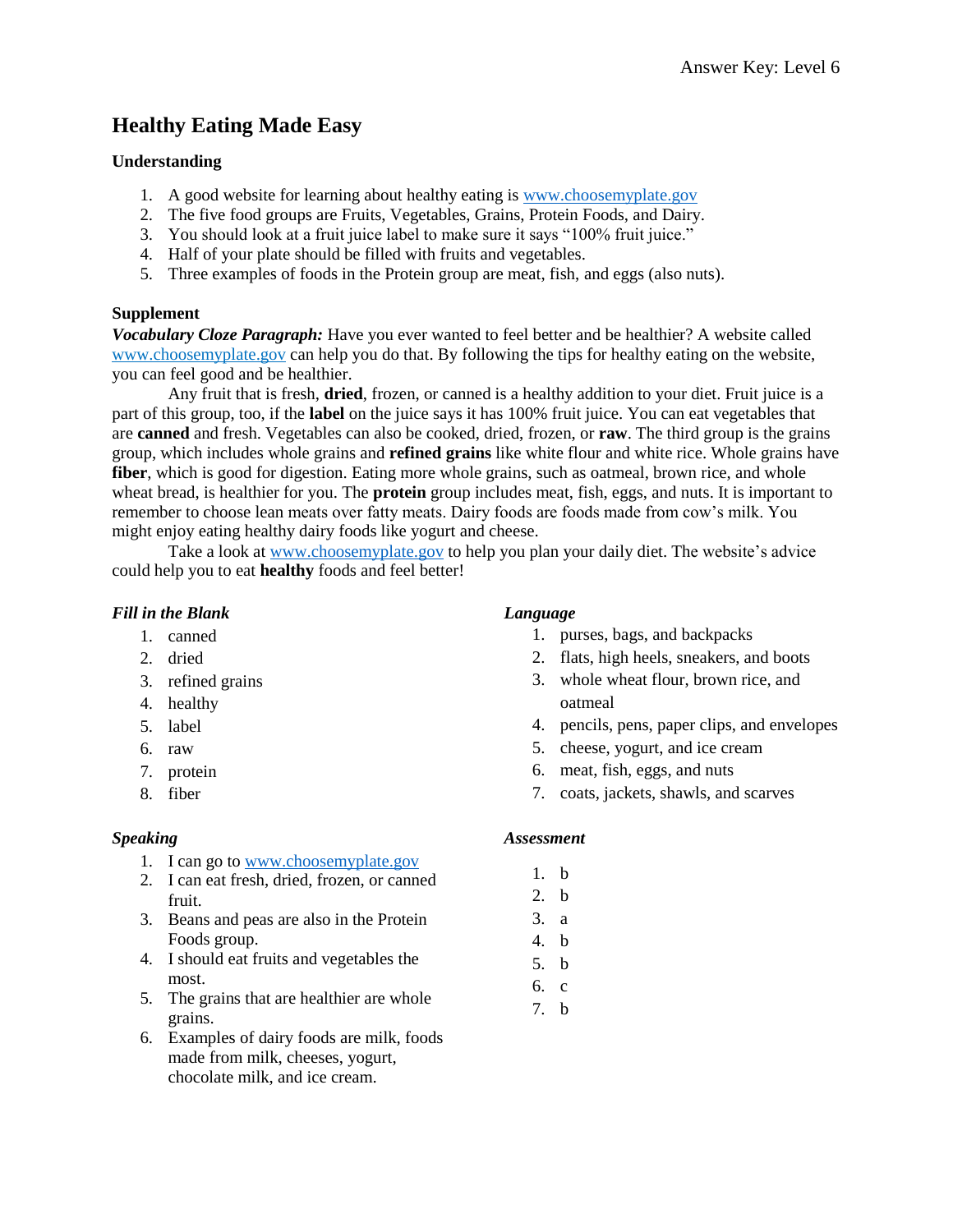Answer Key: Level 6

# Healthy Eating Made Easy

### Understanding

1. A good website for learning about healthy eating is www.choosemyplate.gov
2. The five food groups are Fruits, Vegetables, Grains, Protein Foods, and Dairy.
3. You should look at a fruit juice label to make sure it says "100% fruit juice."
4. Half of your plate should be filled with fruits and vegetables.
5. Three examples of foods in the Protein group are meat, fish, and eggs (also nuts).

### Supplement

***Vocabulary Cloze Paragraph:*** Have you ever wanted to feel better and be healthier? A website called www.choosemyplate.gov can help you do that. By following the tips for healthy eating on the website, you can feel good and be healthier.

Any fruit that is fresh, **dried**, frozen, or canned is a healthy addition to your diet. Fruit juice is a part of this group, too, if the **label** on the juice says it has 100% fruit juice. You can eat vegetables that are **canned** and fresh. Vegetables can also be cooked, dried, frozen, or **raw**. The third group is the grains group, which includes whole grains and **refined grains** like white flour and white rice. Whole grains have **fiber**, which is good for digestion. Eating more whole grains, such as oatmeal, brown rice, and whole wheat bread, is healthier for you. The **protein** group includes meat, fish, eggs, and nuts. It is important to remember to choose lean meats over fatty meats. Dairy foods are foods made from cow's milk. You might enjoy eating healthy dairy foods like yogurt and cheese.

Take a look at www.choosemyplate.gov to help you plan your daily diet. The website's advice could help you to eat **healthy** foods and feel better!

### *Fill in the Blank*

1. canned
2. dried
3. refined grains
4. healthy
5. label
6. raw
7. protein
8. fiber

### *Speaking*

1. I can go to www.choosemyplate.gov
2. I can eat fresh, dried, frozen, or canned fruit.
3. Beans and peas are also in the Protein Foods group.
4. I should eat fruits and vegetables the most.
5. The grains that are healthier are whole grains.
6. Examples of dairy foods are milk, foods made from milk, cheeses, yogurt, chocolate milk, and ice cream.

### *Language*

1. purses, bags, and backpacks
2. flats, high heels, sneakers, and boots
3. whole wheat flour, brown rice, and oatmeal
4. pencils, pens, paper clips, and envelopes
5. cheese, yogurt, and ice cream
6. meat, fish, eggs, and nuts
7. coats, jackets, shawls, and scarves

### *Assessment*

1. b
2. b
3. a
4. b
5. b
6. c
7. b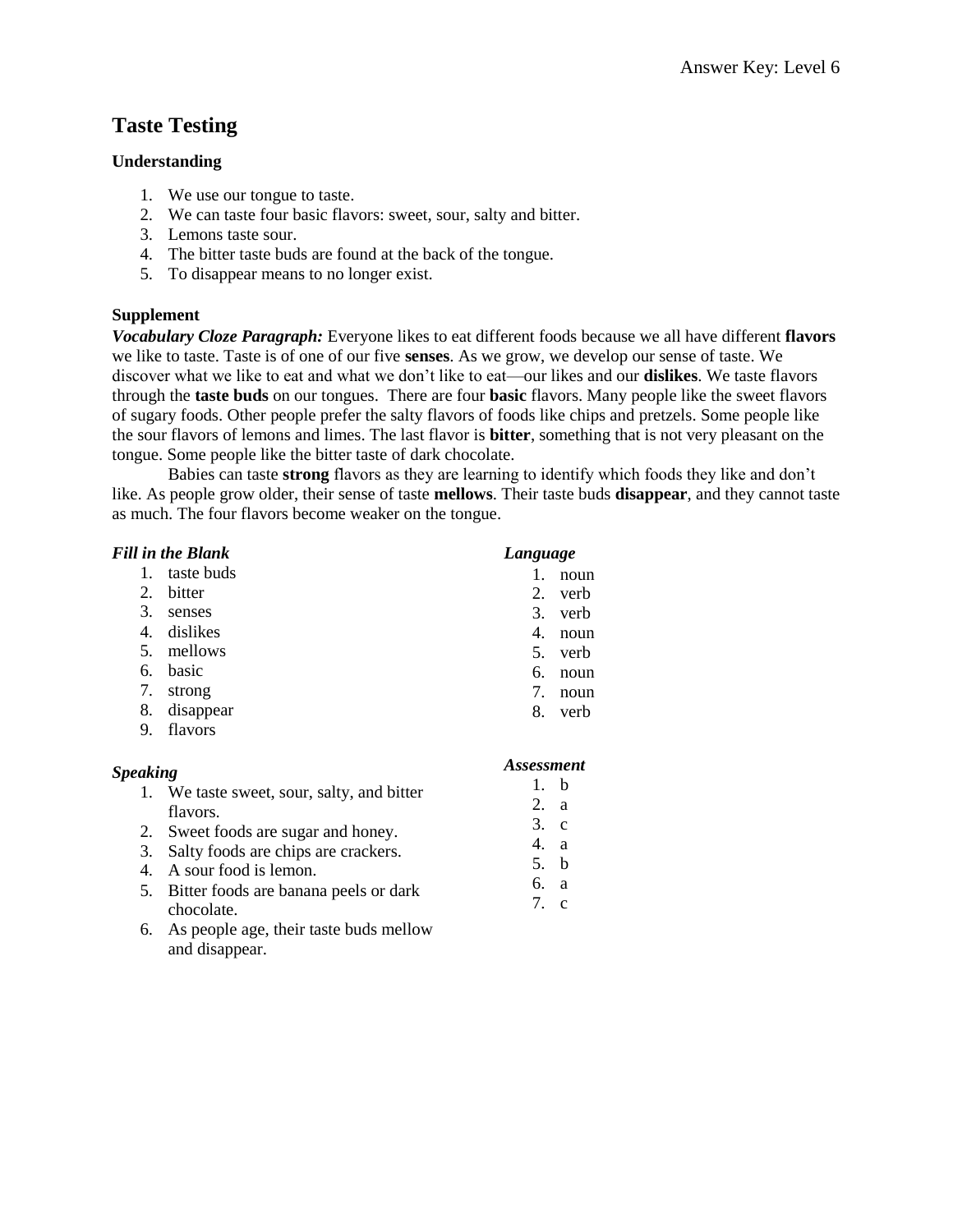# Taste Testing

**Understanding**

1. We use our tongue to taste.
2. We can taste four basic flavors: sweet, sour, salty and bitter.
3. Lemons taste sour.
4. The bitter taste buds are found at the back of the tongue.
5. To disappear means to no longer exist.

**Supplement**

***Vocabulary Cloze Paragraph:*** Everyone likes to eat different foods because we all have different **flavors** we like to taste. Taste is of one of our five **senses**. As we grow, we develop our sense of taste. We discover what we like to eat and what we don't like to eat—our likes and our **dislikes**. We taste flavors through the **taste buds** on our tongues. There are four **basic** flavors. Many people like the sweet flavors of sugary foods. Other people prefer the salty flavors of foods like chips and pretzels. Some people like the sour flavors of lemons and limes. The last flavor is **bitter**, something that is not very pleasant on the tongue. Some people like the bitter taste of dark chocolate.

Babies can taste **strong** flavors as they are learning to identify which foods they like and don't like. As people grow older, their sense of taste **mellows**. Their taste buds **disappear**, and they cannot taste as much. The four flavors become weaker on the tongue.

***Fill in the Blank***

1. taste buds
2. bitter
3. senses
4. dislikes
5. mellows
6. basic
7. strong
8. disappear
9. flavors

***Speaking***

1. We taste sweet, sour, salty, and bitter flavors.
2. Sweet foods are sugar and honey.
3. Salty foods are chips are crackers.
4. A sour food is lemon.
5. Bitter foods are banana peels or dark chocolate.
6. As people age, their taste buds mellow and disappear.

***Language***

1. noun
2. verb
3. verb
4. noun
5. verb
6. noun
7. noun
8. verb

***Assessment***

1. b
2. a
3. c
4. a
5. b
6. a
7. c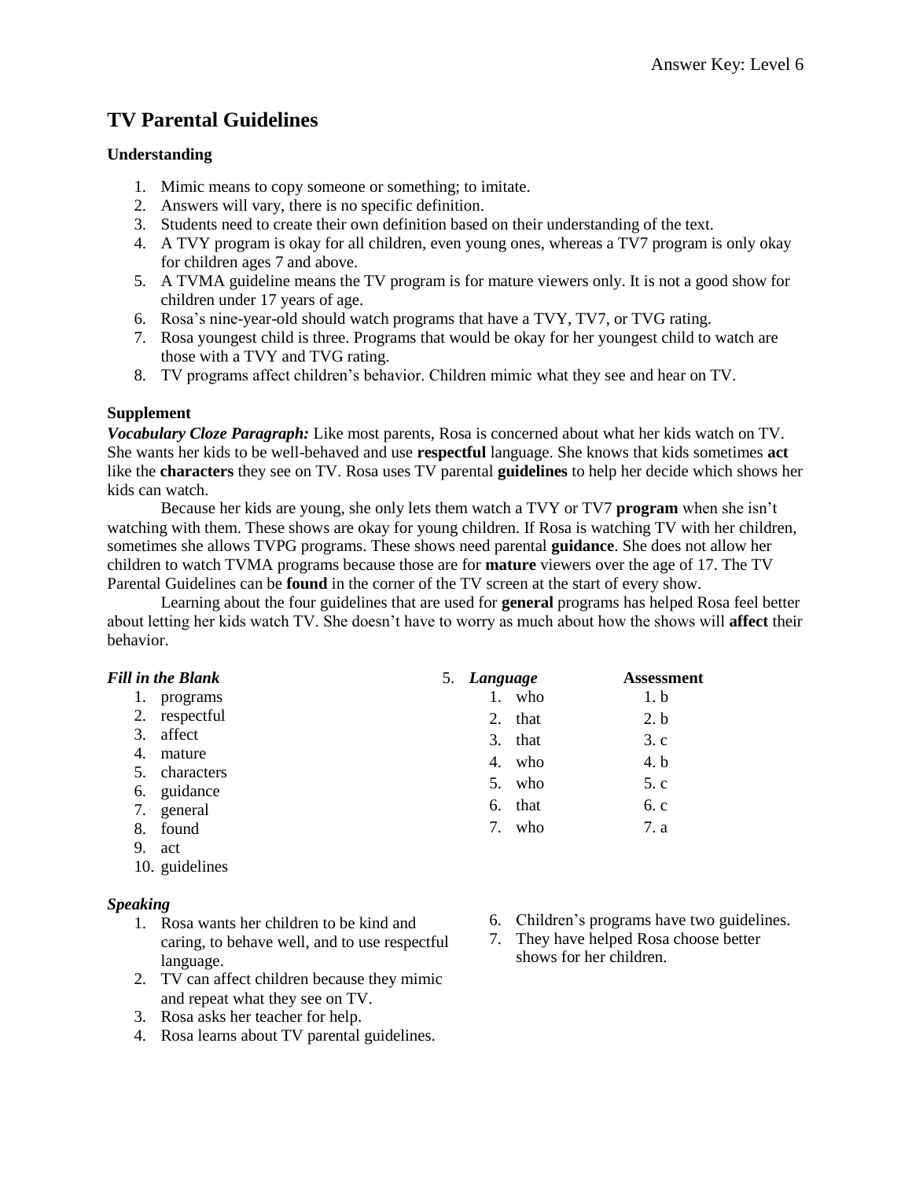# TV Parental Guidelines

### Understanding

1. Mimic means to copy someone or something; to imitate.
2. Answers will vary, there is no specific definition.
3. Students need to create their own definition based on their understanding of the text.
4. A TVY program is okay for all children, even young ones, whereas a TV7 program is only okay for children ages 7 and above.
5. A TVMA guideline means the TV program is for mature viewers only. It is not a good show for children under 17 years of age.
6. Rosa's nine-year-old should watch programs that have a TVY, TV7, or TVG rating.
7. Rosa youngest child is three. Programs that would be okay for her youngest child to watch are those with a TVY and TVG rating.
8. TV programs affect children's behavior. Children mimic what they see and hear on TV.

### Supplement

***Vocabulary Cloze Paragraph:*** Like most parents, Rosa is concerned about what her kids watch on TV. She wants her kids to be well-behaved and use **respectful** language. She knows that kids sometimes **act** like the **characters** they see on TV. Rosa uses TV parental **guidelines** to help her decide which shows her kids can watch.

Because her kids are young, she only lets them watch a TVY or TV7 **program** when she isn't watching with them. These shows are okay for young children. If Rosa is watching TV with her children, sometimes she allows TVPG programs. These shows need parental **guidance**. She does not allow her children to watch TVMA programs because those are for **mature** viewers over the age of 17. The TV Parental Guidelines can be **found** in the corner of the TV screen at the start of every show.

Learning about the four guidelines that are used for **general** programs has helped Rosa feel better about letting her kids watch TV. She doesn't have to worry as much about how the shows will **affect** their behavior.

***Fill in the Blank***

1. programs
2. respectful
3. affect
4. mature
5. characters
6. guidance
7. general
8. found
9. act
10. guidelines

5. ***Language***

1. who
2. that
3. that
4. who
5. who
6. that
7. who

**Assessment**

1. b
2. b
3. c
4. b
5. c
6. c
7. a

***Speaking***

1. Rosa wants her children to be kind and caring, to behave well, and to use respectful language.
2. TV can affect children because they mimic and repeat what they see on TV.
3. Rosa asks her teacher for help.
4. Rosa learns about TV parental guidelines.
5. 
6. Children's programs have two guidelines.
7. They have helped Rosa choose better shows for her children.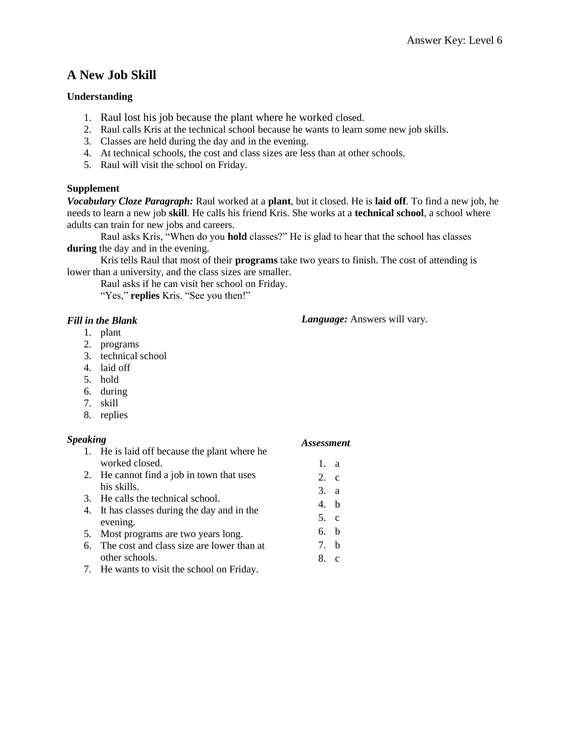## A New Job Skill

### Understanding

1. Raul lost his job because the plant where he worked closed.
2. Raul calls Kris at the technical school because he wants to learn some new job skills.
3. Classes are held during the day and in the evening.
4. At technical schools, the cost and class sizes are less than at other schools.
5. Raul will visit the school on Friday.

### Supplement

***Vocabulary Cloze Paragraph:*** Raul worked at a **plant**, but it closed. He is **laid off**. To find a new job, he needs to learn a new job **skill**. He calls his friend Kris. She works at a **technical school**, a school where adults can train for new jobs and careers.

Raul asks Kris, "When do you **hold** classes?" He is glad to hear that the school has classes **during** the day and in the evening.

Kris tells Raul that most of their **programs** take two years to finish. The cost of attending is lower than a university, and the class sizes are smaller.

Raul asks if he can visit her school on Friday.

"Yes," **replies** Kris. "See you then!"

***Fill in the Blank***

1. plant
2. programs
3. technical school
4. laid off
5. hold
6. during
7. skill
8. replies

***Language:*** Answers will vary.

***Speaking***

1. He is laid off because the plant where he worked closed.
2. He cannot find a job in town that uses his skills.
3. He calls the technical school.
4. It has classes during the day and in the evening.
5. Most programs are two years long.
6. The cost and class size are lower than at other schools.
7. He wants to visit the school on Friday.

***Assessment***

1. a
2. c
3. a
4. b
5. c
6. b
7. b
8. c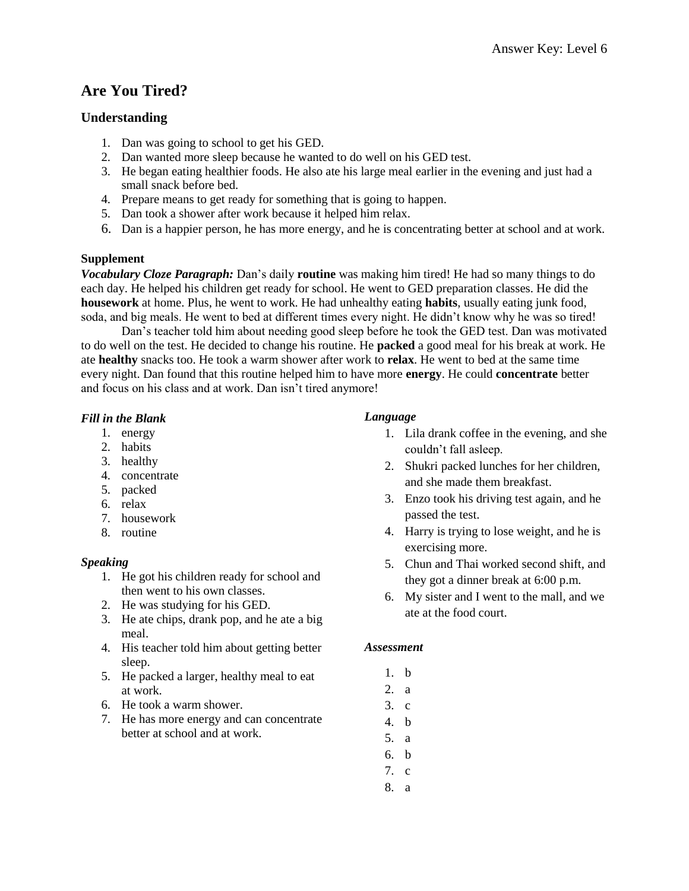# Are You Tired?

## Understanding

1. Dan was going to school to get his GED.
2. Dan wanted more sleep because he wanted to do well on his GED test.
3. He began eating healthier foods. He also ate his large meal earlier in the evening and just had a small snack before bed.
4. Prepare means to get ready for something that is going to happen.
5. Dan took a shower after work because it helped him relax.
6. Dan is a happier person, he has more energy, and he is concentrating better at school and at work.

**Supplement**

***Vocabulary Cloze Paragraph:*** Dan's daily **routine** was making him tired! He had so many things to do each day. He helped his children get ready for school. He went to GED preparation classes. He did the **housework** at home. Plus, he went to work. He had unhealthy eating **habits**, usually eating junk food, soda, and big meals. He went to bed at different times every night. He didn't know why he was so tired!

Dan's teacher told him about needing good sleep before he took the GED test. Dan was motivated to do well on the test. He decided to change his routine. He **packed** a good meal for his break at work. He ate **healthy** snacks too. He took a warm shower after work to **relax**. He went to bed at the same time every night. Dan found that this routine helped him to have more **energy**. He could **concentrate** better and focus on his class and at work. Dan isn't tired anymore!

***Fill in the Blank***

1. energy
2. habits
3. healthy
4. concentrate
5. packed
6. relax
7. housework
8. routine

***Speaking***

1. He got his children ready for school and then went to his own classes.
2. He was studying for his GED.
3. He ate chips, drank pop, and he ate a big meal.
4. His teacher told him about getting better sleep.
5. He packed a larger, healthy meal to eat at work.
6. He took a warm shower.
7. He has more energy and can concentrate better at school and at work.

***Language***

1. Lila drank coffee in the evening, and she couldn't fall asleep.
2. Shukri packed lunches for her children, and she made them breakfast.
3. Enzo took his driving test again, and he passed the test.
4. Harry is trying to lose weight, and he is exercising more.
5. Chun and Thai worked second shift, and they got a dinner break at 6:00 p.m.
6. My sister and I went to the mall, and we ate at the food court.

***Assessment***

1. b
2. a
3. c
4. b
5. a
6. b
7. c
8. a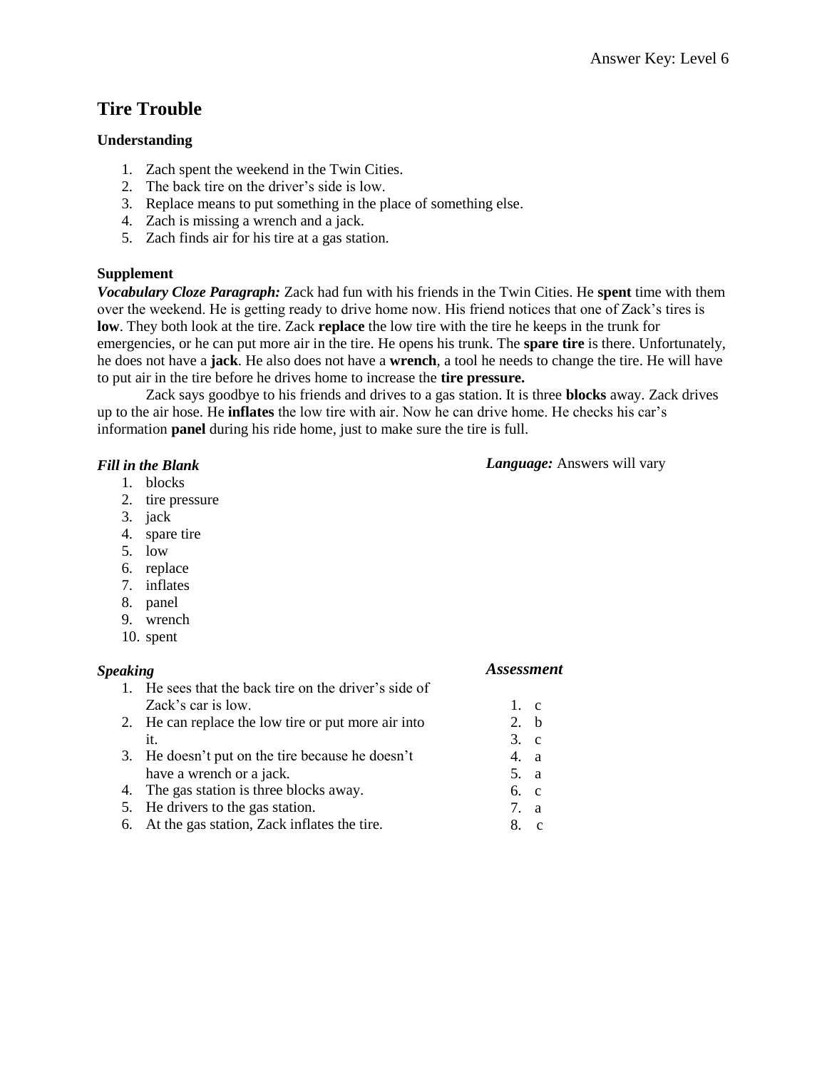# Tire Trouble

### Understanding

1. Zach spent the weekend in the Twin Cities.
2. The back tire on the driver's side is low.
3. Replace means to put something in the place of something else.
4. Zach is missing a wrench and a jack.
5. Zach finds air for his tire at a gas station.

### Supplement

***Vocabulary Cloze Paragraph:*** Zack had fun with his friends in the Twin Cities. He **spent** time with them over the weekend. He is getting ready to drive home now. His friend notices that one of Zack's tires is **low**. They both look at the tire. Zack **replace** the low tire with the tire he keeps in the trunk for emergencies, or he can put more air in the tire. He opens his trunk. The **spare tire** is there. Unfortunately, he does not have a **jack**. He also does not have a **wrench**, a tool he needs to change the tire. He will have to put air in the tire before he drives home to increase the **tire pressure.**

Zack says goodbye to his friends and drives to a gas station. It is three **blocks** away. Zack drives up to the air hose. He **inflates** the low tire with air. Now he can drive home. He checks his car's information **panel** during his ride home, just to make sure the tire is full.

### *Fill in the Blank*

1. blocks
2. tire pressure
3. jack
4. spare tire
5. low
6. replace
7. inflates
8. panel
9. wrench
10. spent

***Language:*** Answers will vary

### *Speaking*

1. He sees that the back tire on the driver's side of Zack's car is low.
2. He can replace the low tire or put more air into it.
3. He doesn't put on the tire because he doesn't have a wrench or a jack.
4. The gas station is three blocks away.
5. He drivers to the gas station.
6. At the gas station, Zack inflates the tire.

### *Assessment*

1. c
2. b
3. c
4. a
5. a
6. c
7. a
8. c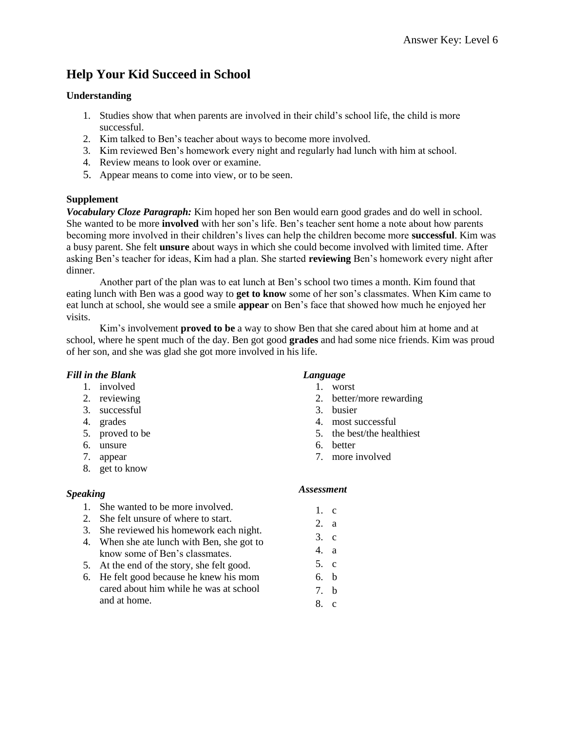# Help Your Kid Succeed in School

## Understanding

1. Studies show that when parents are involved in their child's school life, the child is more successful.
2. Kim talked to Ben's teacher about ways to become more involved.
3. Kim reviewed Ben's homework every night and regularly had lunch with him at school.
4. Review means to look over or examine.
5. Appear means to come into view, or to be seen.

## Supplement

***Vocabulary Cloze Paragraph:*** Kim hoped her son Ben would earn good grades and do well in school. She wanted to be more **involved** with her son's life. Ben's teacher sent home a note about how parents becoming more involved in their children's lives can help the children become more **successful**. Kim was a busy parent. She felt **unsure** about ways in which she could become involved with limited time. After asking Ben's teacher for ideas, Kim had a plan. She started **reviewing** Ben's homework every night after dinner.

Another part of the plan was to eat lunch at Ben's school two times a month. Kim found that eating lunch with Ben was a good way to **get to know** some of her son's classmates. When Kim came to eat lunch at school, she would see a smile **appear** on Ben's face that showed how much he enjoyed her visits.

Kim's involvement **proved to be** a way to show Ben that she cared about him at home and at school, where he spent much of the day. Ben got good **grades** and had some nice friends. Kim was proud of her son, and she was glad she got more involved in his life.

### *Fill in the Blank*

1. involved
2. reviewing
3. successful
4. grades
5. proved to be
6. unsure
7. appear
8. get to know

### *Speaking*

1. She wanted to be more involved.
2. She felt unsure of where to start.
3. She reviewed his homework each night.
4. When she ate lunch with Ben, she got to know some of Ben's classmates.
5. At the end of the story, she felt good.
6. He felt good because he knew his mom cared about him while he was at school and at home.

### *Language*

1. worst
2. better/more rewarding
3. busier
4. most successful
5. the best/the healthiest
6. better
7. more involved

### *Assessment*

1. c
2. a
3. c
4. a
5. c
6. b
7. b
8. c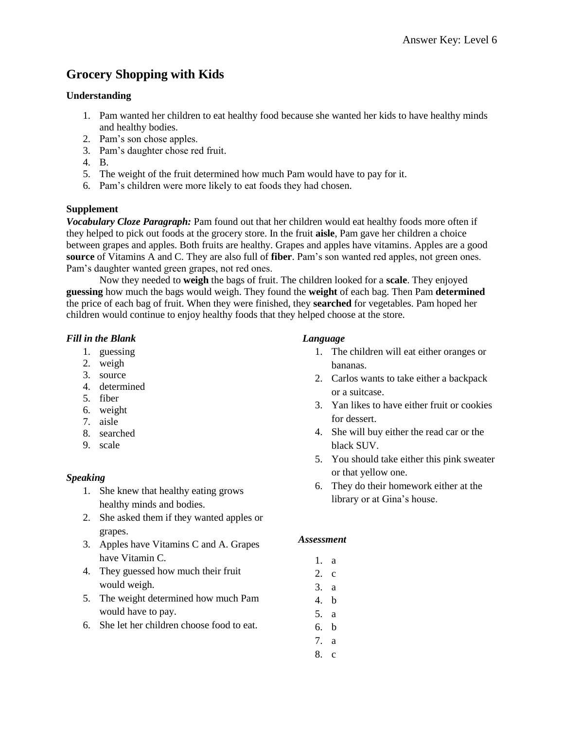# Grocery Shopping with Kids

**Understanding**

1. Pam wanted her children to eat healthy food because she wanted her kids to have healthy minds and healthy bodies.
2. Pam's son chose apples.
3. Pam's daughter chose red fruit.
4. B.
5. The weight of the fruit determined how much Pam would have to pay for it.
6. Pam's children were more likely to eat foods they had chosen.

**Supplement**

***Vocabulary Cloze Paragraph:*** Pam found out that her children would eat healthy foods more often if they helped to pick out foods at the grocery store. In the fruit **aisle**, Pam gave her children a choice between grapes and apples. Both fruits are healthy. Grapes and apples have vitamins. Apples are a good **source** of Vitamins A and C. They are also full of **fiber**. Pam's son wanted red apples, not green ones. Pam's daughter wanted green grapes, not red ones.

Now they needed to **weigh** the bags of fruit. The children looked for a **scale**. They enjoyed **guessing** how much the bags would weigh. They found the **weight** of each bag. Then Pam **determined** the price of each bag of fruit. When they were finished, they **searched** for vegetables. Pam hoped her children would continue to enjoy healthy foods that they helped choose at the store.

***Fill in the Blank***

1. guessing
2. weigh
3. source
4. determined
5. fiber
6. weight
7. aisle
8. searched
9. scale

***Speaking***

1. She knew that healthy eating grows healthy minds and bodies.
2. She asked them if they wanted apples or grapes.
3. Apples have Vitamins C and A. Grapes have Vitamin C.
4. They guessed how much their fruit would weigh.
5. The weight determined how much Pam would have to pay.
6. She let her children choose food to eat.

***Language***

1. The children will eat either oranges or bananas.
2. Carlos wants to take either a backpack or a suitcase.
3. Yan likes to have either fruit or cookies for dessert.
4. She will buy either the read car or the black SUV.
5. You should take either this pink sweater or that yellow one.
6. They do their homework either at the library or at Gina's house.

***Assessment***

1. a
2. c
3. a
4. b
5. a
6. b
7. a
8. c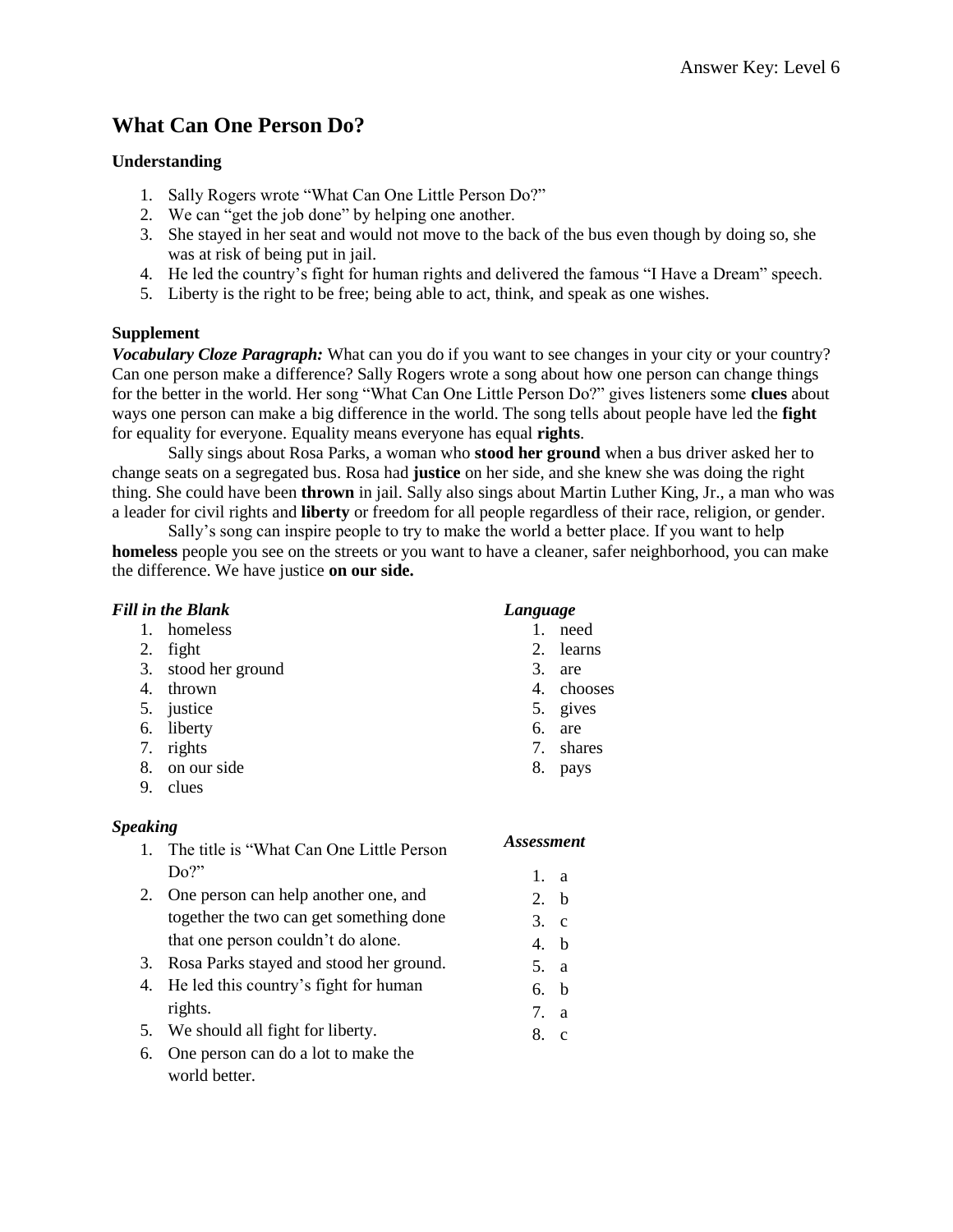Answer Key: Level 6

# What Can One Person Do?

**Understanding**

1. Sally Rogers wrote "What Can One Little Person Do?"
2. We can "get the job done" by helping one another.
3. She stayed in her seat and would not move to the back of the bus even though by doing so, she was at risk of being put in jail.
4. He led the country's fight for human rights and delivered the famous "I Have a Dream" speech.
5. Liberty is the right to be free; being able to act, think, and speak as one wishes.

**Supplement**

***Vocabulary Cloze Paragraph:*** What can you do if you want to see changes in your city or your country? Can one person make a difference? Sally Rogers wrote a song about how one person can change things for the better in the world. Her song "What Can One Little Person Do?" gives listeners some **clues** about ways one person can make a big difference in the world. The song tells about people have led the **fight** for equality for everyone. Equality means everyone has equal **rights**.

Sally sings about Rosa Parks, a woman who **stood her ground** when a bus driver asked her to change seats on a segregated bus. Rosa had **justice** on her side, and she knew she was doing the right thing. She could have been **thrown** in jail. Sally also sings about Martin Luther King, Jr., a man who was a leader for civil rights and **liberty** or freedom for all people regardless of their race, religion, or gender.

Sally's song can inspire people to try to make the world a better place. If you want to help **homeless** people you see on the streets or you want to have a cleaner, safer neighborhood, you can make the difference. We have justice **on our side.**

***Fill in the Blank***

1. homeless
2. fight
3. stood her ground
4. thrown
5. justice
6. liberty
7. rights
8. on our side
9. clues

***Language***

1. need
2. learns
3. are
4. chooses
5. gives
6. are
7. shares
8. pays

***Speaking***

1. The title is "What Can One Little Person Do?"
2. One person can help another one, and together the two can get something done that one person couldn't do alone.
3. Rosa Parks stayed and stood her ground.
4. He led this country's fight for human rights.
5. We should all fight for liberty.
6. One person can do a lot to make the world better.

***Assessment***

1. a
2. b
3. c
4. b
5. a
6. b
7. a
8. c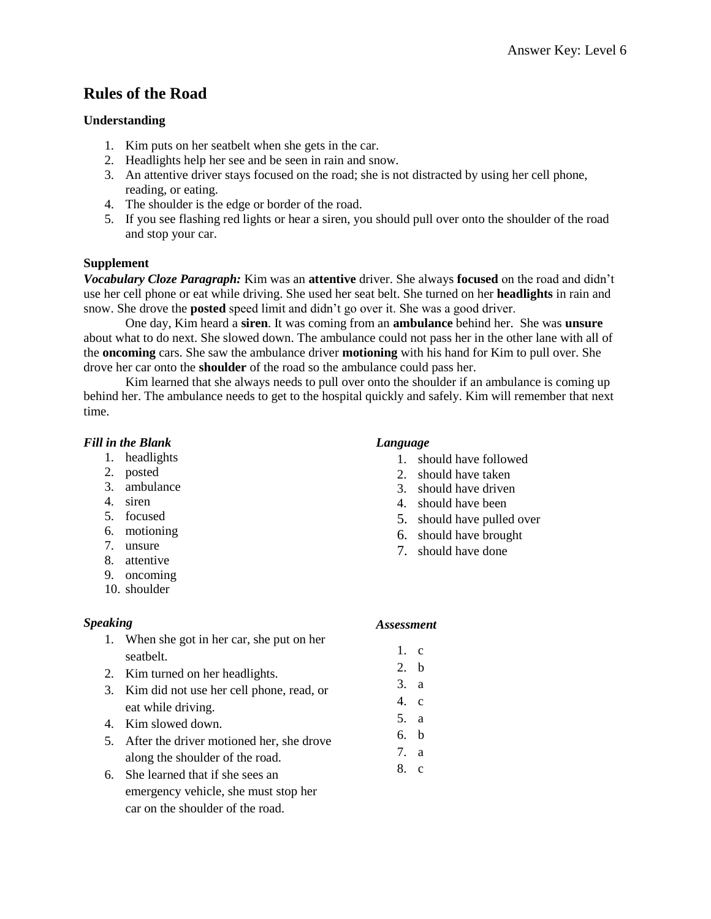Answer Key: Level 6

# Rules of the Road

### Understanding

1. Kim puts on her seatbelt when she gets in the car.
2. Headlights help her see and be seen in rain and snow.
3. An attentive driver stays focused on the road; she is not distracted by using her cell phone, reading, or eating.
4. The shoulder is the edge or border of the road.
5. If you see flashing red lights or hear a siren, you should pull over onto the shoulder of the road and stop your car.

### Supplement

***Vocabulary Cloze Paragraph:*** Kim was an **attentive** driver. She always **focused** on the road and didn't use her cell phone or eat while driving. She used her seat belt. She turned on her **headlights** in rain and snow. She drove the **posted** speed limit and didn't go over it. She was a good driver.

One day, Kim heard a **siren**. It was coming from an **ambulance** behind her. She was **unsure** about what to do next. She slowed down. The ambulance could not pass her in the other lane with all of the **oncoming** cars. She saw the ambulance driver **motioning** with his hand for Kim to pull over. She drove her car onto the **shoulder** of the road so the ambulance could pass her.

Kim learned that she always needs to pull over onto the shoulder if an ambulance is coming up behind her. The ambulance needs to get to the hospital quickly and safely. Kim will remember that next time.

***Fill in the Blank***

1. headlights
2. posted
3. ambulance
4. siren
5. focused
6. motioning
7. unsure
8. attentive
9. oncoming
10. shoulder

***Language***

1. should have followed
2. should have taken
3. should have driven
4. should have been
5. should have pulled over
6. should have brought
7. should have done

***Speaking***

1. When she got in her car, she put on her seatbelt.
2. Kim turned on her headlights.
3. Kim did not use her cell phone, read, or eat while driving.
4. Kim slowed down.
5. After the driver motioned her, she drove along the shoulder of the road.
6. She learned that if she sees an emergency vehicle, she must stop her car on the shoulder of the road.

***Assessment***

1. c
2. b
3. a
4. c
5. a
6. b
7. a
8. c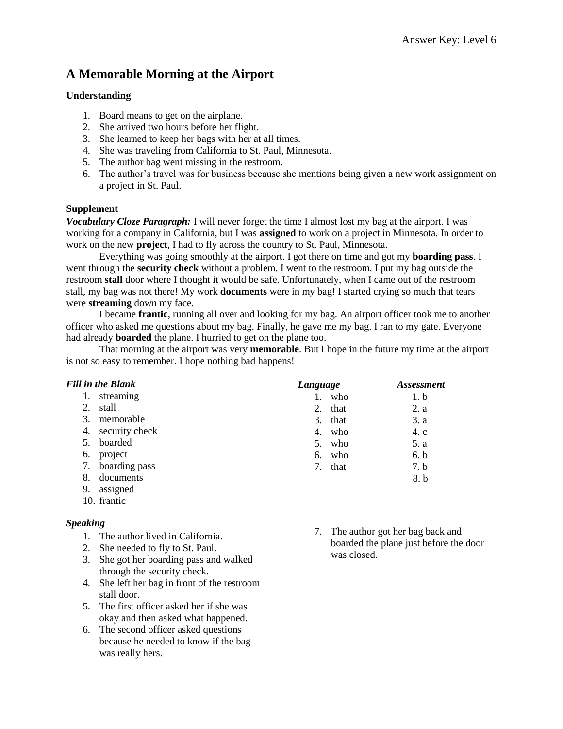Answer Key: Level 6

# A Memorable Morning at the Airport

**Understanding**

1. Board means to get on the airplane.
2. She arrived two hours before her flight.
3. She learned to keep her bags with her at all times.
4. She was traveling from California to St. Paul, Minnesota.
5. The author bag went missing in the restroom.
6. The author's travel was for business because she mentions being given a new work assignment on a project in St. Paul.

**Supplement**

***Vocabulary Cloze Paragraph:*** I will never forget the time I almost lost my bag at the airport. I was working for a company in California, but I was **assigned** to work on a project in Minnesota. In order to work on the new **project**, I had to fly across the country to St. Paul, Minnesota.

Everything was going smoothly at the airport. I got there on time and got my **boarding pass**. I went through the **security check** without a problem. I went to the restroom. I put my bag outside the restroom **stall** door where I thought it would be safe. Unfortunately, when I came out of the restroom stall, my bag was not there! My work **documents** were in my bag! I started crying so much that tears were **streaming** down my face.

I became **frantic**, running all over and looking for my bag. An airport officer took me to another officer who asked me questions about my bag. Finally, he gave me my bag. I ran to my gate. Everyone had already **boarded** the plane. I hurried to get on the plane too.

That morning at the airport was very **memorable**. But I hope in the future my time at the airport is not so easy to remember. I hope nothing bad happens!

***Fill in the Blank***

1. streaming
2. stall
3. memorable
4. security check
5. boarded
6. project
7. boarding pass
8. documents
9. assigned
10. frantic

***Speaking***

1. The author lived in California.
2. She needed to fly to St. Paul.
3. She got her boarding pass and walked through the security check.
4. She left her bag in front of the restroom stall door.
5. The first officer asked her if she was okay and then asked what happened.
6. The second officer asked questions because he needed to know if the bag was really hers.
7. The author got her bag back and boarded the plane just before the door was closed.

***Language***

1. who
2. that
3. that
4. who
5. who
6. who
7. that

***Assessment***

1. b
2. a
3. a
4. c
5. a
6. b
7. b
8. b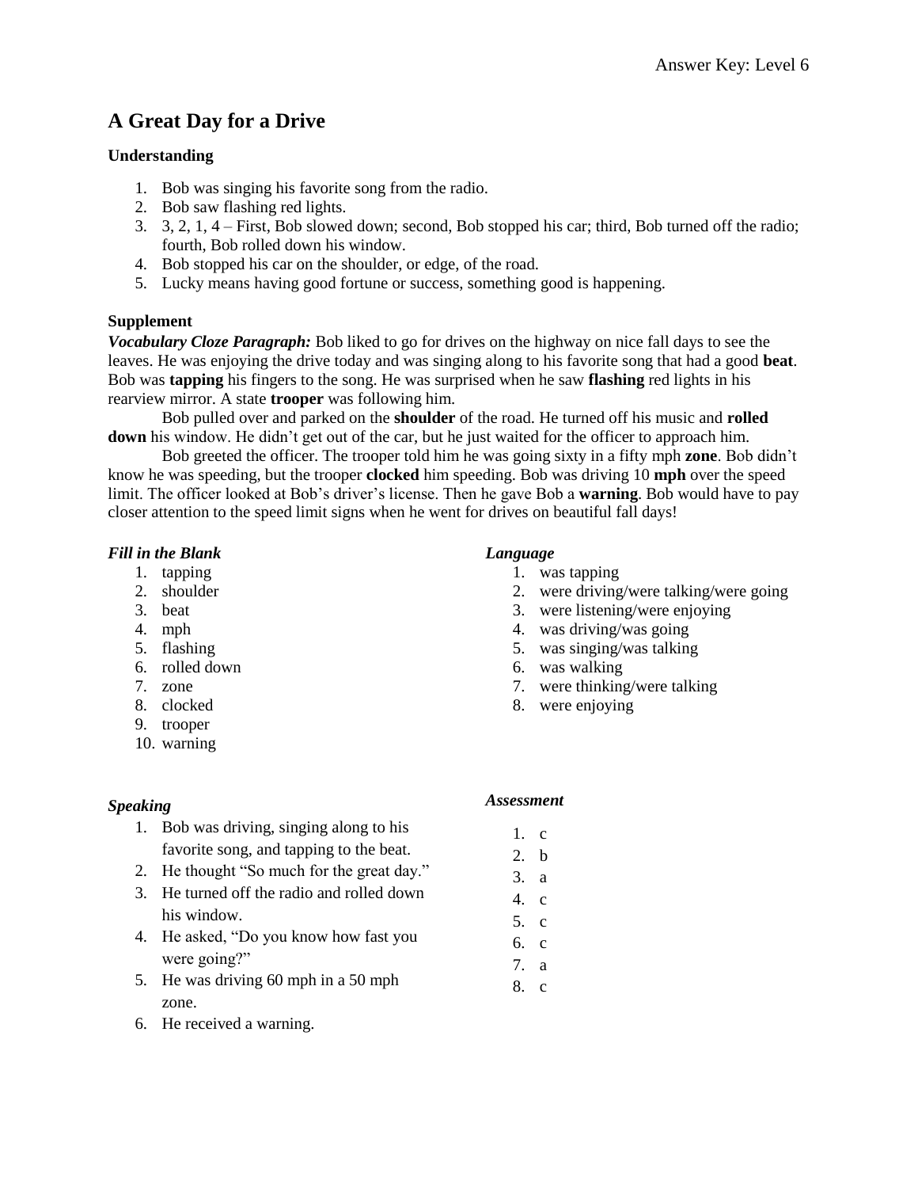# A Great Day for a Drive

**Understanding**

1. Bob was singing his favorite song from the radio.
2. Bob saw flashing red lights.
3. 3, 2, 1, 4 – First, Bob slowed down; second, Bob stopped his car; third, Bob turned off the radio; fourth, Bob rolled down his window.
4. Bob stopped his car on the shoulder, or edge, of the road.
5. Lucky means having good fortune or success, something good is happening.

**Supplement**

***Vocabulary Cloze Paragraph:*** Bob liked to go for drives on the highway on nice fall days to see the leaves. He was enjoying the drive today and was singing along to his favorite song that had a good **beat**. Bob was **tapping** his fingers to the song. He was surprised when he saw **flashing** red lights in his rearview mirror. A state **trooper** was following him.

Bob pulled over and parked on the **shoulder** of the road. He turned off his music and **rolled down** his window. He didn't get out of the car, but he just waited for the officer to approach him.

Bob greeted the officer. The trooper told him he was going sixty in a fifty mph **zone**. Bob didn't know he was speeding, but the trooper **clocked** him speeding. Bob was driving 10 **mph** over the speed limit. The officer looked at Bob's driver's license. Then he gave Bob a **warning**. Bob would have to pay closer attention to the speed limit signs when he went for drives on beautiful fall days!

***Fill in the Blank***

1. tapping
2. shoulder
3. beat
4. mph
5. flashing
6. rolled down
7. zone
8. clocked
9. trooper
10. warning

***Language***

1. was tapping
2. were driving/were talking/were going
3. were listening/were enjoying
4. was driving/was going
5. was singing/was talking
6. was walking
7. were thinking/were talking
8. were enjoying

***Speaking***

1. Bob was driving, singing along to his favorite song, and tapping to the beat.
2. He thought "So much for the great day."
3. He turned off the radio and rolled down his window.
4. He asked, "Do you know how fast you were going?"
5. He was driving 60 mph in a 50 mph zone.
6. He received a warning.

***Assessment***

1. c
2. b
3. a
4. c
5. c
6. c
7. a
8. c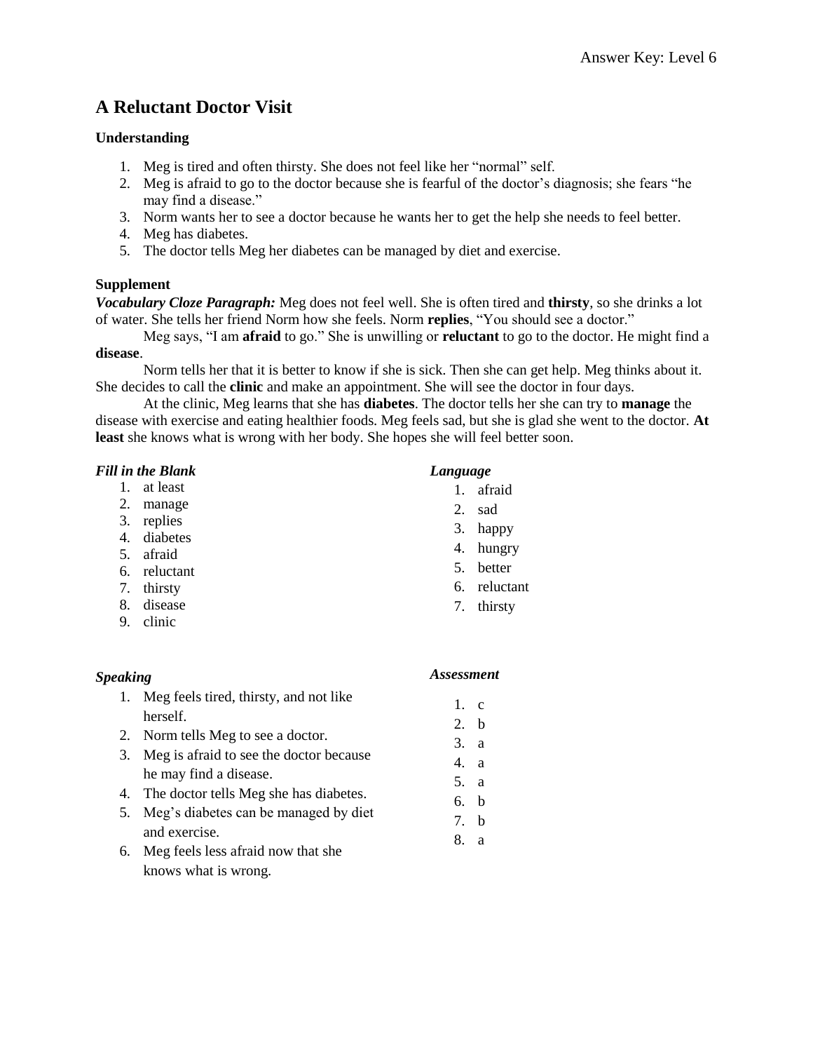# A Reluctant Doctor Visit

**Understanding**

1. Meg is tired and often thirsty. She does not feel like her "normal" self.
2. Meg is afraid to go to the doctor because she is fearful of the doctor's diagnosis; she fears "he may find a disease."
3. Norm wants her to see a doctor because he wants her to get the help she needs to feel better.
4. Meg has diabetes.
5. The doctor tells Meg her diabetes can be managed by diet and exercise.

**Supplement**

***Vocabulary Cloze Paragraph:*** Meg does not feel well. She is often tired and **thirsty**, so she drinks a lot of water. She tells her friend Norm how she feels. Norm **replies**, "You should see a doctor."

Meg says, "I am **afraid** to go." She is unwilling or **reluctant** to go to the doctor. He might find a **disease**.

Norm tells her that it is better to know if she is sick. Then she can get help. Meg thinks about it. She decides to call the **clinic** and make an appointment. She will see the doctor in four days.

At the clinic, Meg learns that she has **diabetes**. The doctor tells her she can try to **manage** the disease with exercise and eating healthier foods. Meg feels sad, but she is glad she went to the doctor. **At least** she knows what is wrong with her body. She hopes she will feel better soon.

***Fill in the Blank***

1. at least
2. manage
3. replies
4. diabetes
5. afraid
6. reluctant
7. thirsty
8. disease
9. clinic

***Language***

1. afraid
2. sad
3. happy
4. hungry
5. better
6. reluctant
7. thirsty

***Speaking***

1. Meg feels tired, thirsty, and not like herself.
2. Norm tells Meg to see a doctor.
3. Meg is afraid to see the doctor because he may find a disease.
4. The doctor tells Meg she has diabetes.
5. Meg's diabetes can be managed by diet and exercise.
6. Meg feels less afraid now that she knows what is wrong.

***Assessment***

1. c
2. b
3. a
4. a
5. a
6. b
7. b
8. a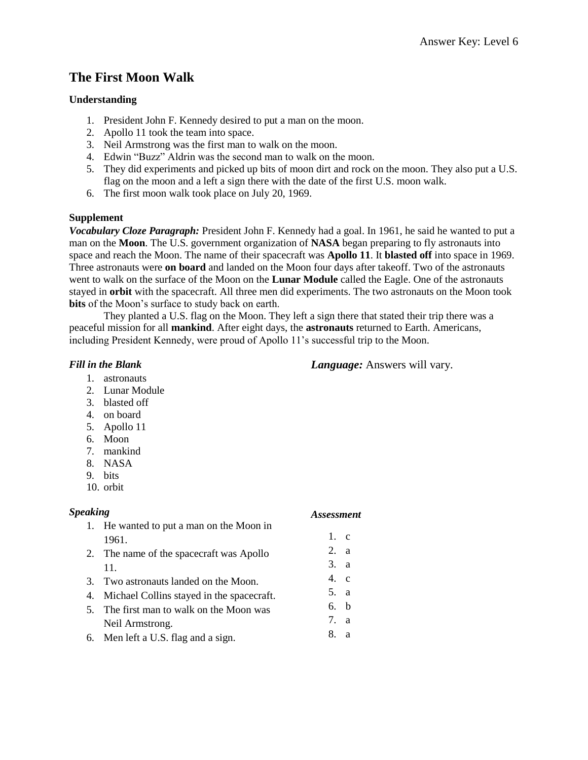Answer Key: Level 6

## The First Moon Walk

**Understanding**

1. President John F. Kennedy desired to put a man on the moon.
2. Apollo 11 took the team into space.
3. Neil Armstrong was the first man to walk on the moon.
4. Edwin "Buzz" Aldrin was the second man to walk on the moon.
5. They did experiments and picked up bits of moon dirt and rock on the moon. They also put a U.S. flag on the moon and a left a sign there with the date of the first U.S. moon walk.
6. The first moon walk took place on July 20, 1969.

**Supplement**

***Vocabulary Cloze Paragraph:*** President John F. Kennedy had a goal. In 1961, he said he wanted to put a man on the **Moon**. The U.S. government organization of **NASA** began preparing to fly astronauts into space and reach the Moon. The name of their spacecraft was **Apollo 11**. It **blasted off** into space in 1969. Three astronauts were **on board** and landed on the Moon four days after takeoff. Two of the astronauts went to walk on the surface of the Moon on the **Lunar Module** called the Eagle. One of the astronauts stayed in **orbit** with the spacecraft. All three men did experiments. The two astronauts on the Moon took **bits** of the Moon's surface to study back on earth.

They planted a U.S. flag on the Moon. They left a sign there that stated their trip there was a peaceful mission for all **mankind**. After eight days, the **astronauts** returned to Earth. Americans, including President Kennedy, were proud of Apollo 11's successful trip to the Moon.

***Fill in the Blank***

1. astronauts
2. Lunar Module
3. blasted off
4. on board
5. Apollo 11
6. Moon
7. mankind
8. NASA
9. bits
10. orbit

***Language:*** Answers will vary.

***Speaking***

1. He wanted to put a man on the Moon in 1961.
2. The name of the spacecraft was Apollo 11.
3. Two astronauts landed on the Moon.
4. Michael Collins stayed in the spacecraft.
5. The first man to walk on the Moon was Neil Armstrong.
6. Men left a U.S. flag and a sign.

***Assessment***

1. c
2. a
3. a
4. c
5. a
6. b
7. a
8. a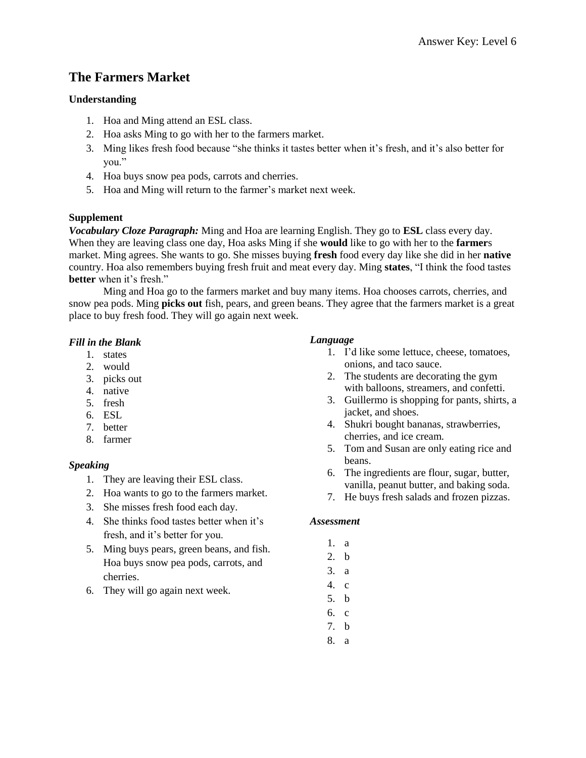Answer Key: Level 6

# The Farmers Market

### Understanding

1. Hoa and Ming attend an ESL class.
2. Hoa asks Ming to go with her to the farmers market.
3. Ming likes fresh food because "she thinks it tastes better when it's fresh, and it's also better for you."
4. Hoa buys snow pea pods, carrots and cherries.
5. Hoa and Ming will return to the farmer's market next week.

### Supplement

***Vocabulary Cloze Paragraph:*** Ming and Hoa are learning English. They go to **ESL** class every day. When they are leaving class one day, Hoa asks Ming if she **would** like to go with her to the **farmer**s market. Ming agrees. She wants to go. She misses buying **fresh** food every day like she did in her **native** country. Hoa also remembers buying fresh fruit and meat every day. Ming **states**, "I think the food tastes **better** when it's fresh."

Ming and Hoa go to the farmers market and buy many items. Hoa chooses carrots, cherries, and snow pea pods. Ming **picks out** fish, pears, and green beans. They agree that the farmers market is a great place to buy fresh food. They will go again next week.

#### *Fill in the Blank*

1. states
2. would
3. picks out
4. native
5. fresh
6. ESL
7. better
8. farmer

#### *Speaking*

1. They are leaving their ESL class.
2. Hoa wants to go to the farmers market.
3. She misses fresh food each day.
4. She thinks food tastes better when it's fresh, and it's better for you.
5. Ming buys pears, green beans, and fish. Hoa buys snow pea pods, carrots, and cherries.
6. They will go again next week.

#### *Language*

1. I'd like some lettuce, cheese, tomatoes, onions, and taco sauce.
2. The students are decorating the gym with balloons, streamers, and confetti.
3. Guillermo is shopping for pants, shirts, a jacket, and shoes.
4. Shukri bought bananas, strawberries, cherries, and ice cream.
5. Tom and Susan are only eating rice and beans.
6. The ingredients are flour, sugar, butter, vanilla, peanut butter, and baking soda.
7. He buys fresh salads and frozen pizzas.

#### *Assessment*

1. a
2. b
3. a
4. c
5. b
6. c
7. b
8. a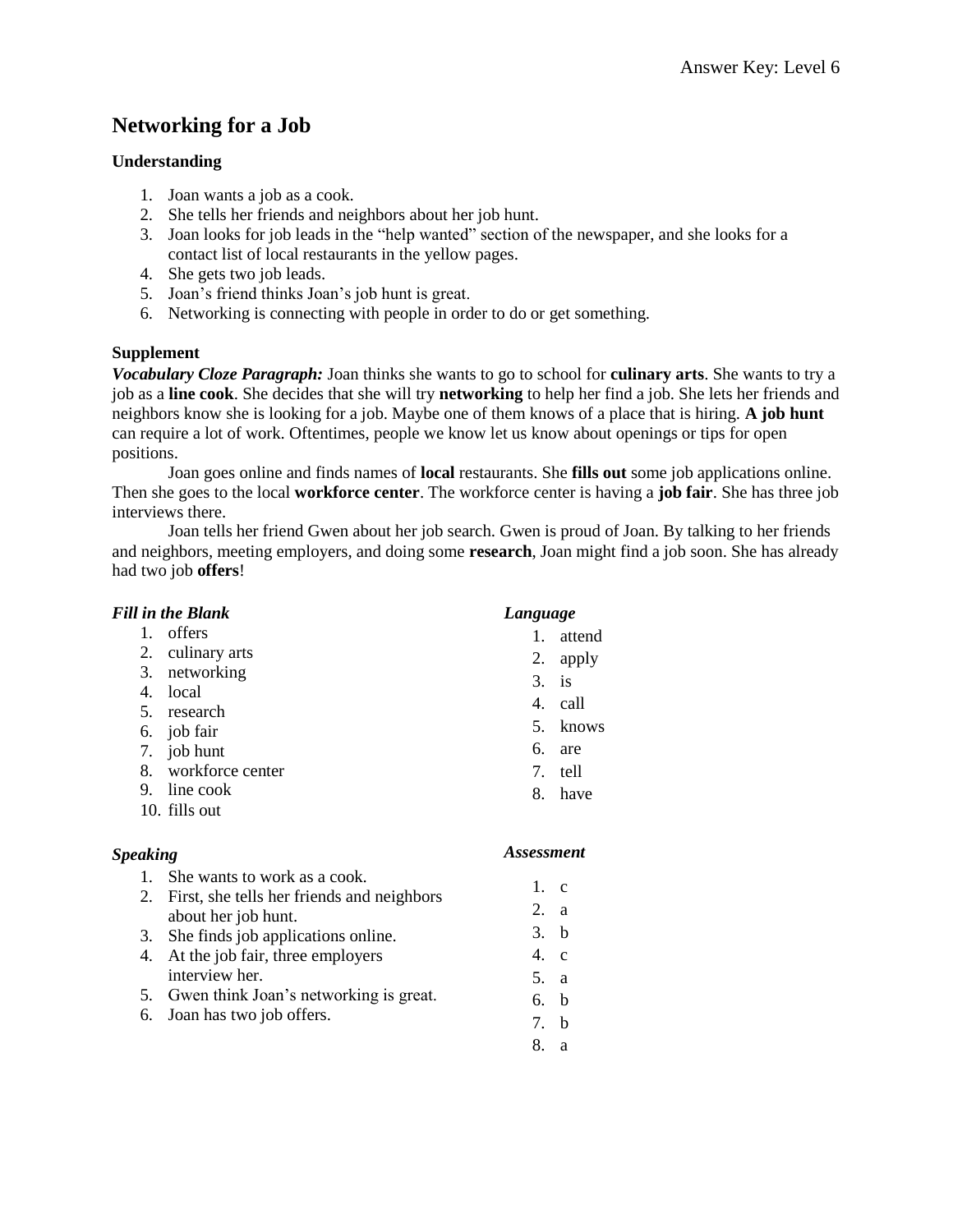Answer Key: Level 6

# Networking for a Job

### Understanding

1. Joan wants a job as a cook.
2. She tells her friends and neighbors about her job hunt.
3. Joan looks for job leads in the "help wanted" section of the newspaper, and she looks for a contact list of local restaurants in the yellow pages.
4. She gets two job leads.
5. Joan's friend thinks Joan's job hunt is great.
6. Networking is connecting with people in order to do or get something.

### Supplement

***Vocabulary Cloze Paragraph:*** Joan thinks she wants to go to school for **culinary arts**. She wants to try a job as a **line cook**. She decides that she will try **networking** to help her find a job. She lets her friends and neighbors know she is looking for a job. Maybe one of them knows of a place that is hiring. **A job hunt** can require a lot of work. Oftentimes, people we know let us know about openings or tips for open positions.

Joan goes online and finds names of **local** restaurants. She **fills out** some job applications online. Then she goes to the local **workforce center**. The workforce center is having a **job fair**. She has three job interviews there.

Joan tells her friend Gwen about her job search. Gwen is proud of Joan. By talking to her friends and neighbors, meeting employers, and doing some **research**, Joan might find a job soon. She has already had two job **offers**!

***Fill in the Blank***

1. offers
2. culinary arts
3. networking
4. local
5. research
6. job fair
7. job hunt
8. workforce center
9. line cook
10. fills out

***Language***

1. attend
2. apply
3. is
4. call
5. knows
6. are
7. tell
8. have

***Speaking***

1. She wants to work as a cook.
2. First, she tells her friends and neighbors about her job hunt.
3. She finds job applications online.
4. At the job fair, three employers interview her.
5. Gwen think Joan's networking is great.
6. Joan has two job offers.

***Assessment***

1. c
2. a
3. b
4. c
5. a
6. b
7. b
8. a